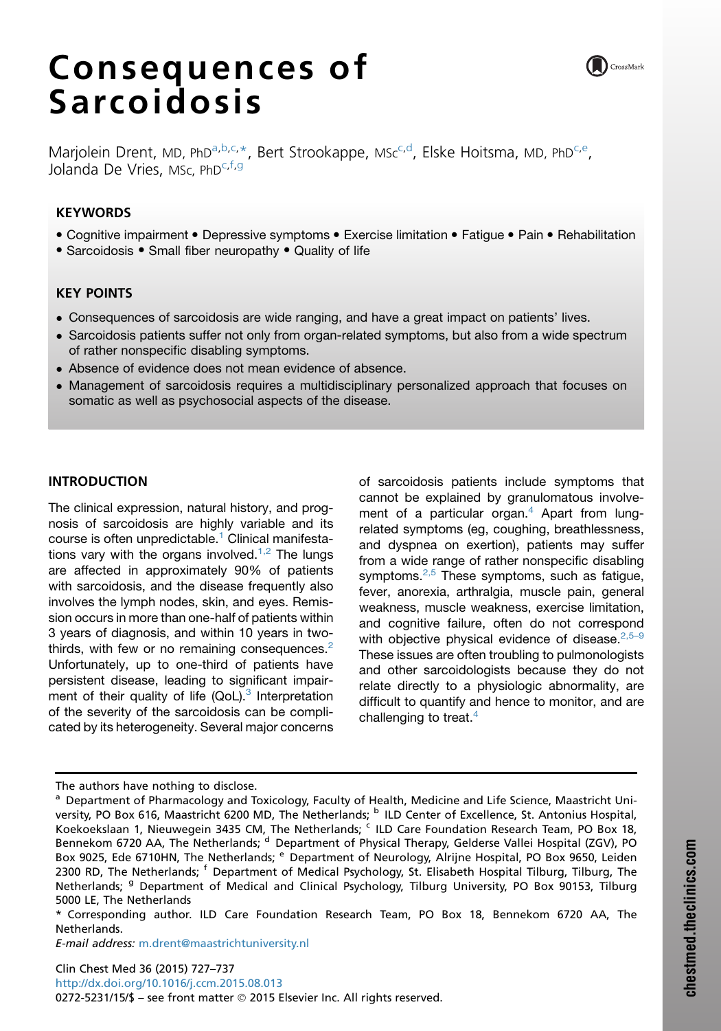# Consequences of Sarcoidosis

Marjolein Drent, MD, PhD[a,b,c,*], Bert Strookappe, MSc[c,d], Elske Hoitsma, MD, PhD[c,e], Jolanda De Vries, MSc, PhD[c,f,g]

## KEYWORDS

- Cognitive impairment • Depressive symptoms • Exercise limitation • Fatigue • Pain • Rehabilitation
- Sarcoidosis • Small fiber neuropathy • Quality of life

## KEY POINTS

- Consequences of sarcoidosis are wide ranging, and have a great impact on patients' lives.
- Sarcoidosis patients suffer not only from organ-related symptoms, but also from a wide spectrum of rather nonspecific disabling symptoms.
- Absence of evidence does not mean evidence of absence.
- Management of sarcoidosis requires a multidisciplinary personalized approach that focuses on somatic as well as psychosocial aspects of the disease.

## INTRODUCTION

The clinical expression, natural history, and prognosis of sarcoidosis are highly variable and its course is often unpredictable.[1] Clinical manifestations vary with the organs involved.[1,2] The lungs are affected in approximately 90% of patients with sarcoidosis, and the disease frequently also involves the lymph nodes, skin, and eyes. Remission occurs in more than one-half of patients within 3 years of diagnosis, and within 10 years in two-thirds, with few or no remaining consequences.[2] Unfortunately, up to one-third of patients have persistent disease, leading to significant impairment of their quality of life (QoL).[3] Interpretation of the severity of the sarcoidosis can be complicated by its heterogeneity. Several major concerns of sarcoidosis patients include symptoms that cannot be explained by granulomatous involvement of a particular organ.[4] Apart from lung-related symptoms (eg, coughing, breathlessness, and dyspnea on exertion), patients may suffer from a wide range of rather nonspecific disabling symptoms.[2,5] These symptoms, such as fatigue, fever, anorexia, arthralgia, muscle pain, general weakness, muscle weakness, exercise limitation, and cognitive failure, often do not correspond with objective physical evidence of disease.[2,5–9] These issues are often troubling to pulmonologists and other sarcoidologists because they do not relate directly to a physiologic abnormality, are difficult to quantify and hence to monitor, and are challenging to treat.[4]

---

The authors have nothing to disclose.

[a] Department of Pharmacology and Toxicology, Faculty of Health, Medicine and Life Science, Maastricht University, PO Box 616, Maastricht 6200 MD, The Netherlands; [b] ILD Center of Excellence, St. Antonius Hospital, Koekoekslaan 1, Nieuwegein 3435 CM, The Netherlands; [c] ILD Care Foundation Research Team, PO Box 18, Bennekom 6720 AA, The Netherlands; [d] Department of Physical Therapy, Gelderse Vallei Hospital (ZGV), PO Box 9025, Ede 6710HN, The Netherlands; [e] Department of Neurology, Alrijne Hospital, PO Box 9650, Leiden 2300 RD, The Netherlands; [f] Department of Medical Psychology, St. Elisabeth Hospital Tilburg, Tilburg, The Netherlands; [g] Department of Medical and Clinical Psychology, Tilburg University, PO Box 90153, Tilburg 5000 LE, The Netherlands

\* Corresponding author. ILD Care Foundation Research Team, PO Box 18, Bennekom 6720 AA, The Netherlands.

*E-mail address:* m.drent@maastrichtuniversity.nl

Clin Chest Med 36 (2015) 727–737
http://dx.doi.org/10.1016/j.ccm.2015.08.013
0272-5231/15/$ – see front matter © 2015 Elsevier Inc. All rights reserved.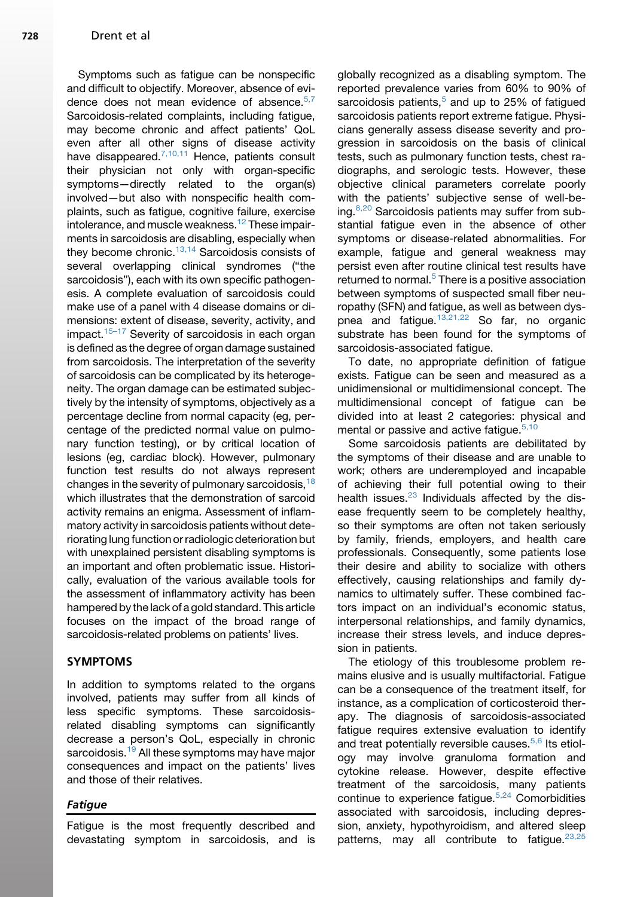Symptoms such as fatigue can be nonspecific and difficult to objectify. Moreover, absence of evidence does not mean evidence of absence.[5,7] Sarcoidosis-related complaints, including fatigue, may become chronic and affect patients' QoL even after all other signs of disease activity have disappeared.[7,10,11] Hence, patients consult their physician not only with organ-specific symptoms—directly related to the organ(s) involved—but also with nonspecific health complaints, such as fatigue, cognitive failure, exercise intolerance, and muscle weakness.[12] These impairments in sarcoidosis are disabling, especially when they become chronic.[13,14] Sarcoidosis consists of several overlapping clinical syndromes ("the sarcoidosis"), each with its own specific pathogenesis. A complete evaluation of sarcoidosis could make use of a panel with 4 disease domains or dimensions: extent of disease, severity, activity, and impact.[15–17] Severity of sarcoidosis in each organ is defined as the degree of organ damage sustained from sarcoidosis. The interpretation of the severity of sarcoidosis can be complicated by its heterogeneity. The organ damage can be estimated subjectively by the intensity of symptoms, objectively as a percentage decline from normal capacity (eg, percentage of the predicted normal value on pulmonary function testing), or by critical location of lesions (eg, cardiac block). However, pulmonary function test results do not always represent changes in the severity of pulmonary sarcoidosis,[18] which illustrates that the demonstration of sarcoid activity remains an enigma. Assessment of inflammatory activity in sarcoidosis patients without deteriorating lung function or radiologic deterioration but with unexplained persistent disabling symptoms is an important and often problematic issue. Historically, evaluation of the various available tools for the assessment of inflammatory activity has been hampered by the lack of a gold standard. This article focuses on the impact of the broad range of sarcoidosis-related problems on patients' lives.

## SYMPTOMS

In addition to symptoms related to the organs involved, patients may suffer from all kinds of less specific symptoms. These sarcoidosis-related disabling symptoms can significantly decrease a person's QoL, especially in chronic sarcoidosis.[19] All these symptoms may have major consequences and impact on the patients' lives and those of their relatives.

### *Fatigue*

Fatigue is the most frequently described and devastating symptom in sarcoidosis, and is globally recognized as a disabling symptom. The reported prevalence varies from 60% to 90% of sarcoidosis patients,[5] and up to 25% of fatigued sarcoidosis patients report extreme fatigue. Physicians generally assess disease severity and progression in sarcoidosis on the basis of clinical tests, such as pulmonary function tests, chest radiographs, and serologic tests. However, these objective clinical parameters correlate poorly with the patients' subjective sense of well-being.[8,20] Sarcoidosis patients may suffer from substantial fatigue even in the absence of other symptoms or disease-related abnormalities. For example, fatigue and general weakness may persist even after routine clinical test results have returned to normal.[5] There is a positive association between symptoms of suspected small fiber neuropathy (SFN) and fatigue, as well as between dyspnea and fatigue.[13,21,22] So far, no organic substrate has been found for the symptoms of sarcoidosis-associated fatigue.

To date, no appropriate definition of fatigue exists. Fatigue can be seen and measured as a unidimensional or multidimensional concept. The multidimensional concept of fatigue can be divided into at least 2 categories: physical and mental or passive and active fatigue.[5,10]

Some sarcoidosis patients are debilitated by the symptoms of their disease and are unable to work; others are underemployed and incapable of achieving their full potential owing to their health issues.[23] Individuals affected by the disease frequently seem to be completely healthy, so their symptoms are often not taken seriously by family, friends, employers, and health care professionals. Consequently, some patients lose their desire and ability to socialize with others effectively, causing relationships and family dynamics to ultimately suffer. These combined factors impact on an individual's economic status, interpersonal relationships, and family dynamics, increase their stress levels, and induce depression in patients.

The etiology of this troublesome problem remains elusive and is usually multifactorial. Fatigue can be a consequence of the treatment itself, for instance, as a complication of corticosteroid therapy. The diagnosis of sarcoidosis-associated fatigue requires extensive evaluation to identify and treat potentially reversible causes.[5,6] Its etiology may involve granuloma formation and cytokine release. However, despite effective treatment of the sarcoidosis, many patients continue to experience fatigue.[5,24] Comorbidities associated with sarcoidosis, including depression, anxiety, hypothyroidism, and altered sleep patterns, may all contribute to fatigue.[23,25]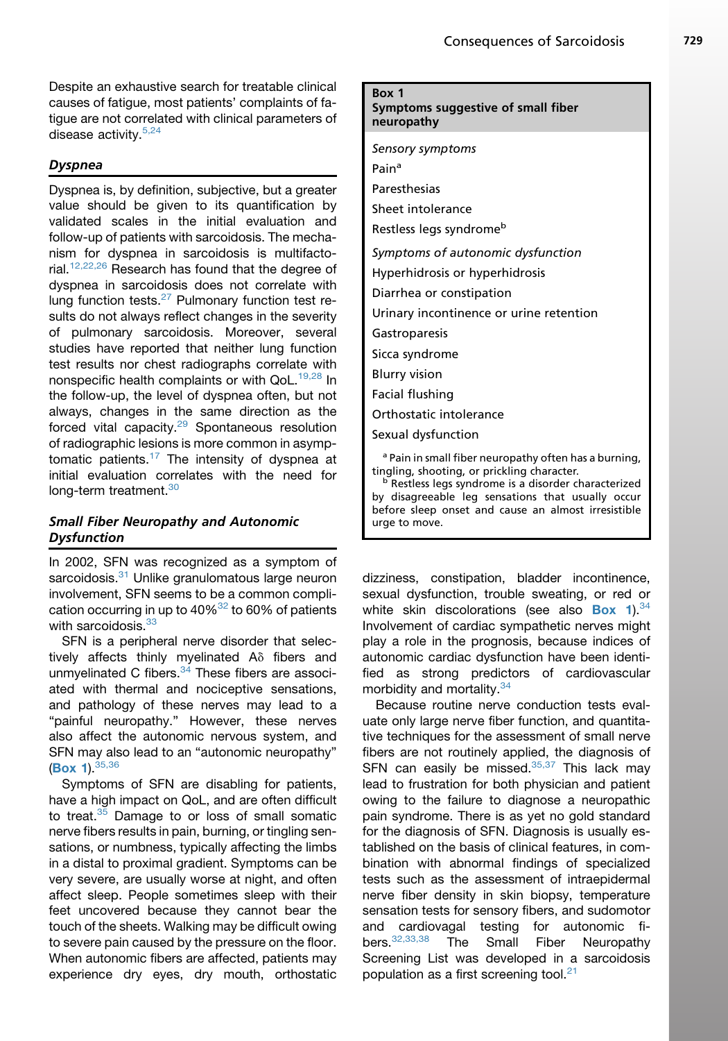Despite an exhaustive search for treatable clinical causes of fatigue, most patients' complaints of fatigue are not correlated with clinical parameters of disease activity.[5,24]

### *Dyspnea*

Dyspnea is, by definition, subjective, but a greater value should be given to its quantification by validated scales in the initial evaluation and follow-up of patients with sarcoidosis. The mechanism for dyspnea in sarcoidosis is multifactorial.[12,22,26] Research has found that the degree of dyspnea in sarcoidosis does not correlate with lung function tests.[27] Pulmonary function test results do not always reflect changes in the severity of pulmonary sarcoidosis. Moreover, several studies have reported that neither lung function test results nor chest radiographs correlate with nonspecific health complaints or with QoL.[19,28] In the follow-up, the level of dyspnea often, but not always, changes in the same direction as the forced vital capacity.[29] Spontaneous resolution of radiographic lesions is more common in asymptomatic patients.[17] The intensity of dyspnea at initial evaluation correlates with the need for long-term treatment.[30]

### *Small Fiber Neuropathy and Autonomic Dysfunction*

In 2002, SFN was recognized as a symptom of sarcoidosis.[31] Unlike granulomatous large neuron involvement, SFN seems to be a common complication occurring in up to 40%[32] to 60% of patients with sarcoidosis.[33]

SFN is a peripheral nerve disorder that selectively affects thinly myelinated Aδ fibers and unmyelinated C fibers.[34] These fibers are associated with thermal and nociceptive sensations, and pathology of these nerves may lead to a "painful neuropathy." However, these nerves also affect the autonomic nervous system, and SFN may also lead to an "autonomic neuropathy" (**Box 1**).[35,36]

Symptoms of SFN are disabling for patients, have a high impact on QoL, and are often difficult to treat.[35] Damage to or loss of small somatic nerve fibers results in pain, burning, or tingling sensations, or numbness, typically affecting the limbs in a distal to proximal gradient. Symptoms can be very severe, are usually worse at night, and often affect sleep. People sometimes sleep with their feet uncovered because they cannot bear the touch of the sheets. Walking may be difficult owing to severe pain caused by the pressure on the floor. When autonomic fibers are affected, patients may experience dry eyes, dry mouth, orthostatic dizziness, constipation, bladder incontinence, sexual dysfunction, trouble sweating, or red or white skin discolorations (see also **Box 1**).[34] Involvement of cardiac sympathetic nerves might play a role in the prognosis, because indices of autonomic cardiac dysfunction have been identified as strong predictors of cardiovascular morbidity and mortality.[34]

> **Box 1**
> **Symptoms suggestive of small fiber neuropathy**
>
> *Sensory symptoms*
>
> Pain[a]
>
> Paresthesias
>
> Sheet intolerance
>
> Restless legs syndrome[b]
>
> *Symptoms of autonomic dysfunction*
>
> Hyperhidrosis or hyperhidrosis
>
> Diarrhea or constipation
>
> Urinary incontinence or urine retention
>
> Gastroparesis
>
> Sicca syndrome
>
> Blurry vision
>
> Facial flushing
>
> Orthostatic intolerance
>
> Sexual dysfunction
>
> [a] Pain in small fiber neuropathy often has a burning, tingling, shooting, or prickling character.
>
> [b] Restless legs syndrome is a disorder characterized by disagreeable leg sensations that usually occur before sleep onset and cause an almost irresistible urge to move.

Because routine nerve conduction tests evaluate only large nerve fiber function, and quantitative techniques for the assessment of small nerve fibers are not routinely applied, the diagnosis of SFN can easily be missed.[35,37] This lack may lead to frustration for both physician and patient owing to the failure to diagnose a neuropathic pain syndrome. There is as yet no gold standard for the diagnosis of SFN. Diagnosis is usually established on the basis of clinical features, in combination with abnormal findings of specialized tests such as the assessment of intraepidermal nerve fiber density in skin biopsy, temperature sensation tests for sensory fibers, and sudomotor and cardiovagal testing for autonomic fibers.[32,33,38] The Small Fiber Neuropathy Screening List was developed in a sarcoidosis population as a first screening tool.[21]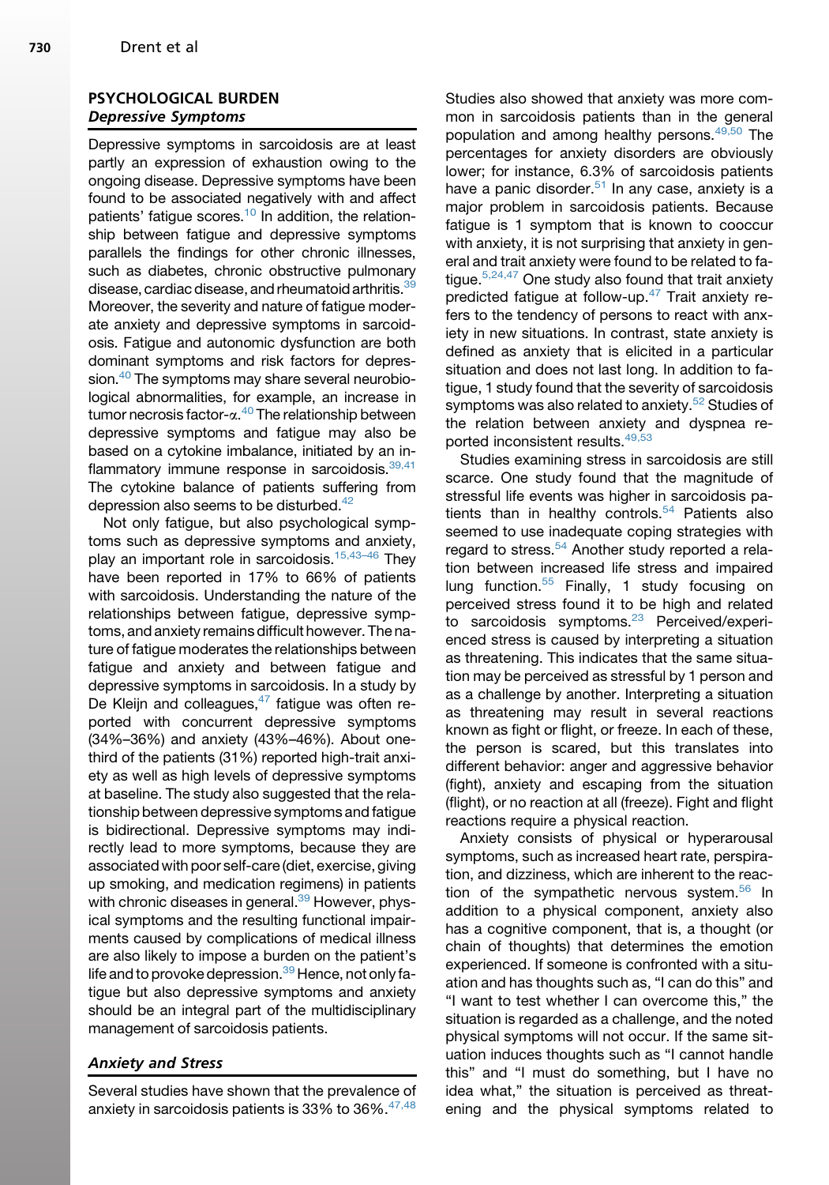## PSYCHOLOGICAL BURDEN

### *Depressive Symptoms*

Depressive symptoms in sarcoidosis are at least partly an expression of exhaustion owing to the ongoing disease. Depressive symptoms have been found to be associated negatively with and affect patients' fatigue scores.[10] In addition, the relationship between fatigue and depressive symptoms parallels the findings for other chronic illnesses, such as diabetes, chronic obstructive pulmonary disease, cardiac disease, and rheumatoid arthritis.[39] Moreover, the severity and nature of fatigue moderate anxiety and depressive symptoms in sarcoidosis. Fatigue and autonomic dysfunction are both dominant symptoms and risk factors for depression.[40] The symptoms may share several neurobiological abnormalities, for example, an increase in tumor necrosis factor-α.[40] The relationship between depressive symptoms and fatigue may also be based on a cytokine imbalance, initiated by an inflammatory immune response in sarcoidosis.[39,41] The cytokine balance of patients suffering from depression also seems to be disturbed.[42]

Not only fatigue, but also psychological symptoms such as depressive symptoms and anxiety, play an important role in sarcoidosis.[15,43–46] They have been reported in 17% to 66% of patients with sarcoidosis. Understanding the nature of the relationships between fatigue, depressive symptoms, and anxiety remains difficult however. The nature of fatigue moderates the relationships between fatigue and anxiety and between fatigue and depressive symptoms in sarcoidosis. In a study by De Kleijn and colleagues,[47] fatigue was often reported with concurrent depressive symptoms (34%–36%) and anxiety (43%–46%). About one-third of the patients (31%) reported high-trait anxiety as well as high levels of depressive symptoms at baseline. The study also suggested that the relationship between depressive symptoms and fatigue is bidirectional. Depressive symptoms may indirectly lead to more symptoms, because they are associated with poor self-care (diet, exercise, giving up smoking, and medication regimens) in patients with chronic diseases in general.[39] However, physical symptoms and the resulting functional impairments caused by complications of medical illness are also likely to impose a burden on the patient's life and to provoke depression.[39] Hence, not only fatigue but also depressive symptoms and anxiety should be an integral part of the multidisciplinary management of sarcoidosis patients.

### *Anxiety and Stress*

Several studies have shown that the prevalence of anxiety in sarcoidosis patients is 33% to 36%.[47,48] Studies also showed that anxiety was more common in sarcoidosis patients than in the general population and among healthy persons.[49,50] The percentages for anxiety disorders are obviously lower; for instance, 6.3% of sarcoidosis patients have a panic disorder.[51] In any case, anxiety is a major problem in sarcoidosis patients. Because fatigue is 1 symptom that is known to cooccur with anxiety, it is not surprising that anxiety in general and trait anxiety were found to be related to fatigue.[5,24,47] One study also found that trait anxiety predicted fatigue at follow-up.[47] Trait anxiety refers to the tendency of persons to react with anxiety in new situations. In contrast, state anxiety is defined as anxiety that is elicited in a particular situation and does not last long. In addition to fatigue, 1 study found that the severity of sarcoidosis symptoms was also related to anxiety.[52] Studies of the relation between anxiety and dyspnea reported inconsistent results.[49,53]

Studies examining stress in sarcoidosis are still scarce. One study found that the magnitude of stressful life events was higher in sarcoidosis patients than in healthy controls.[54] Patients also seemed to use inadequate coping strategies with regard to stress.[54] Another study reported a relation between increased life stress and impaired lung function.[55] Finally, 1 study focusing on perceived stress found it to be high and related to sarcoidosis symptoms.[23] Perceived/experienced stress is caused by interpreting a situation as threatening. This indicates that the same situation may be perceived as stressful by 1 person and as a challenge by another. Interpreting a situation as threatening may result in several reactions known as fight or flight, or freeze. In each of these, the person is scared, but this translates into different behavior: anger and aggressive behavior (fight), anxiety and escaping from the situation (flight), or no reaction at all (freeze). Fight and flight reactions require a physical reaction.

Anxiety consists of physical or hyperarousal symptoms, such as increased heart rate, perspiration, and dizziness, which are inherent to the reaction of the sympathetic nervous system.[56] In addition to a physical component, anxiety also has a cognitive component, that is, a thought (or chain of thoughts) that determines the emotion experienced. If someone is confronted with a situation and has thoughts such as, "I can do this" and "I want to test whether I can overcome this," the situation is regarded as a challenge, and the noted physical symptoms will not occur. If the same situation induces thoughts such as "I cannot handle this" and "I must do something, but I have no idea what," the situation is perceived as threatening and the physical symptoms related to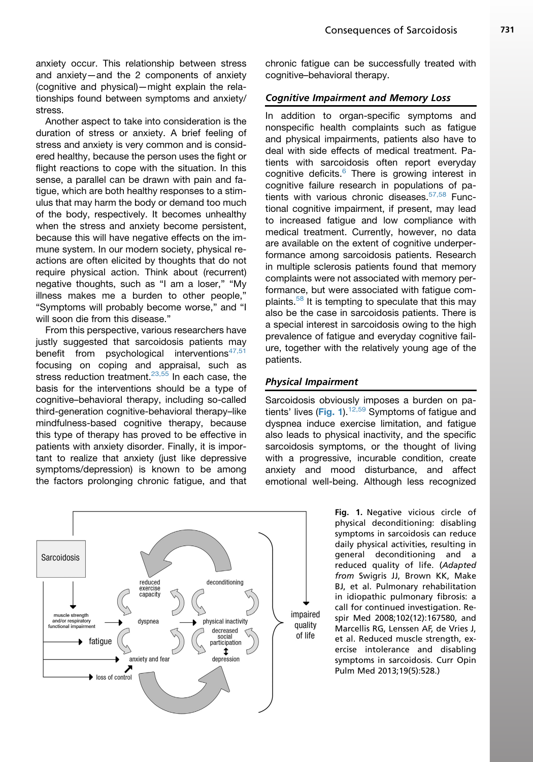anxiety occur. This relationship between stress and anxiety—and the 2 components of anxiety (cognitive and physical)—might explain the relationships found between symptoms and anxiety/stress.

Another aspect to take into consideration is the duration of stress or anxiety. A brief feeling of stress and anxiety is very common and is considered healthy, because the person uses the fight or flight reactions to cope with the situation. In this sense, a parallel can be drawn with pain and fatigue, which are both healthy responses to a stimulus that may harm the body or demand too much of the body, respectively. It becomes unhealthy when the stress and anxiety become persistent, because this will have negative effects on the immune system. In our modern society, physical reactions are often elicited by thoughts that do not require physical action. Think about (recurrent) negative thoughts, such as "I am a loser," "My illness makes me a burden to other people," "Symptoms will probably become worse," and "I will soon die from this disease."

From this perspective, various researchers have justly suggested that sarcoidosis patients may benefit from psychological interventions[47,51] focusing on coping and appraisal, such as stress reduction treatment.[23,55] In each case, the basis for the interventions should be a type of cognitive–behavioral therapy, including so-called third-generation cognitive-behavioral therapy–like mindfulness-based cognitive therapy, because this type of therapy has proved to be effective in patients with anxiety disorder. Finally, it is important to realize that anxiety (just like depressive symptoms/depression) is known to be among the factors prolonging chronic fatigue, and that chronic fatigue can be successfully treated with cognitive–behavioral therapy.

### *Cognitive Impairment and Memory Loss*

In addition to organ-specific symptoms and nonspecific health complaints such as fatigue and physical impairments, patients also have to deal with side effects of medical treatment. Patients with sarcoidosis often report everyday cognitive deficits.[6] There is growing interest in cognitive failure research in populations of patients with various chronic diseases.[57,58] Functional cognitive impairment, if present, may lead to increased fatigue and low compliance with medical treatment. Currently, however, no data are available on the extent of cognitive underperformance among sarcoidosis patients. Research in multiple sclerosis patients found that memory complaints were not associated with memory performance, but were associated with fatigue complaints.[58] It is tempting to speculate that this may also be the case in sarcoidosis patients. There is a special interest in sarcoidosis owing to the high prevalence of fatigue and everyday cognitive failure, together with the relatively young age of the patients.

### *Physical Impairment*

Sarcoidosis obviously imposes a burden on patients' lives (**Fig. 1**).[12,59] Symptoms of fatigue and dyspnea induce exercise limitation, and fatigue also leads to physical inactivity, and the specific sarcoidosis symptoms, or the thought of living with a progressive, incurable condition, create anxiety and mood disturbance, and affect emotional well-being. Although less recognized

**Fig. 1.** Negative vicious circle of physical deconditioning: disabling symptoms in sarcoidosis can reduce daily physical activities, resulting in general deconditioning and a reduced quality of life. (*Adapted from* Swigris JJ, Brown KK, Make BJ, et al. Pulmonary rehabilitation in idiopathic pulmonary fibrosis: a call for continued investigation. Respir Med 2008;102(12):167580, and Marcellis RG, Lenssen AF, de Vries J, et al. Reduced muscle strength, exercise intolerance and disabling symptoms in sarcoidosis. Curr Opin Pulm Med 2013;19(5):528.)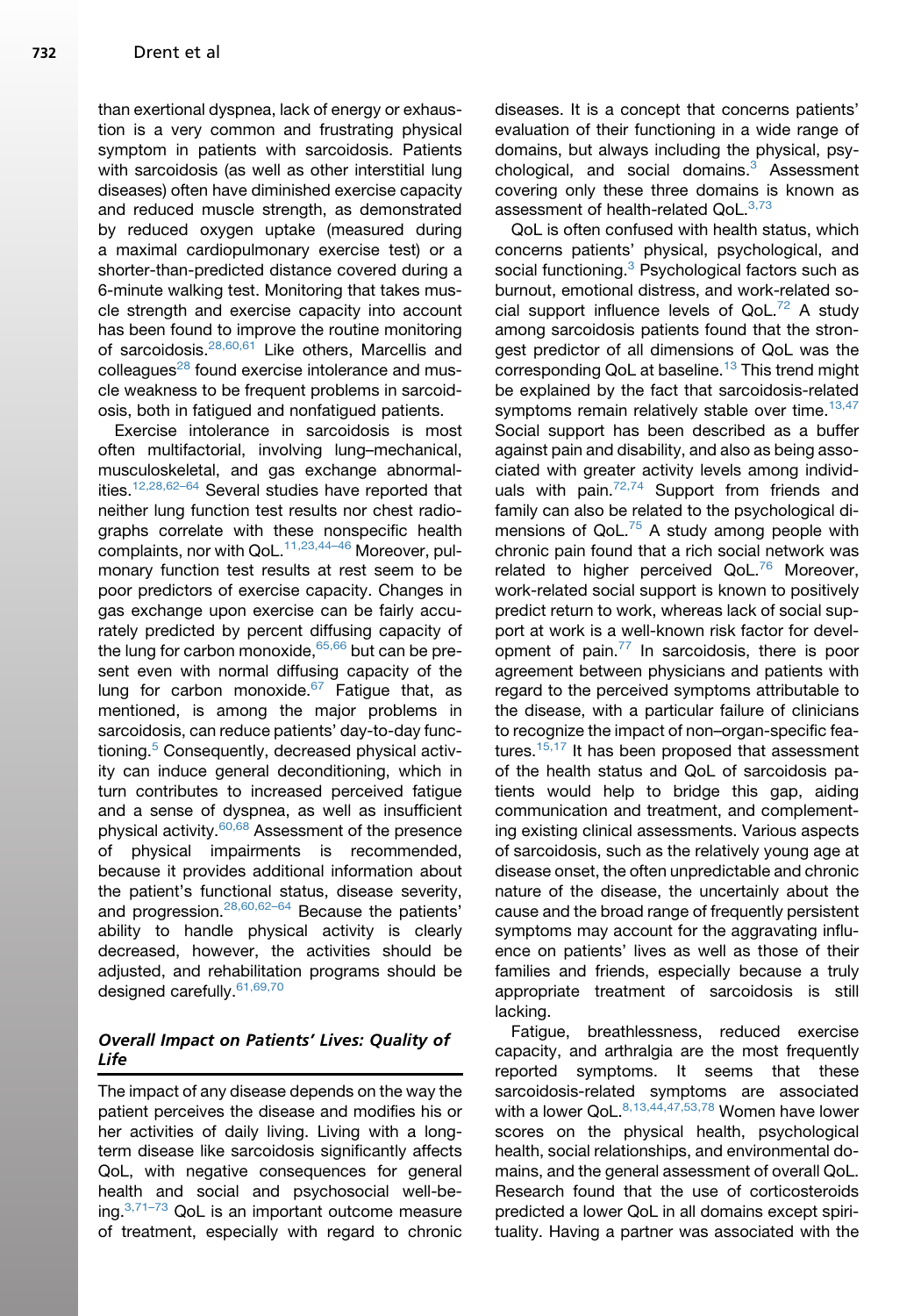than exertional dyspnea, lack of energy or exhaustion is a very common and frustrating physical symptom in patients with sarcoidosis. Patients with sarcoidosis (as well as other interstitial lung diseases) often have diminished exercise capacity and reduced muscle strength, as demonstrated by reduced oxygen uptake (measured during a maximal cardiopulmonary exercise test) or a shorter-than-predicted distance covered during a 6-minute walking test. Monitoring that takes muscle strength and exercise capacity into account has been found to improve the routine monitoring of sarcoidosis.[28,60,61] Like others, Marcellis and colleagues[28] found exercise intolerance and muscle weakness to be frequent problems in sarcoidosis, both in fatigued and nonfatigued patients.

Exercise intolerance in sarcoidosis is most often multifactorial, involving lung–mechanical, musculoskeletal, and gas exchange abnormalities.[12,28,62–64] Several studies have reported that neither lung function test results nor chest radiographs correlate with these nonspecific health complaints, nor with QoL.[11,23,44–46] Moreover, pulmonary function test results at rest seem to be poor predictors of exercise capacity. Changes in gas exchange upon exercise can be fairly accurately predicted by percent diffusing capacity of the lung for carbon monoxide,[65,66] but can be present even with normal diffusing capacity of the lung for carbon monoxide.[67] Fatigue that, as mentioned, is among the major problems in sarcoidosis, can reduce patients' day-to-day functioning.[5] Consequently, decreased physical activity can induce general deconditioning, which in turn contributes to increased perceived fatigue and a sense of dyspnea, as well as insufficient physical activity.[60,68] Assessment of the presence of physical impairments is recommended, because it provides additional information about the patient's functional status, disease severity, and progression.[28,60,62–64] Because the patients' ability to handle physical activity is clearly decreased, however, the activities should be adjusted, and rehabilitation programs should be designed carefully.[61,69,70]

### *Overall Impact on Patients' Lives: Quality of Life*

The impact of any disease depends on the way the patient perceives the disease and modifies his or her activities of daily living. Living with a long-term disease like sarcoidosis significantly affects QoL, with negative consequences for general health and social and psychosocial well-being.[3,71–73] QoL is an important outcome measure of treatment, especially with regard to chronic diseases. It is a concept that concerns patients' evaluation of their functioning in a wide range of domains, but always including the physical, psychological, and social domains.[3] Assessment covering only these three domains is known as assessment of health-related QoL.[3,73]

QoL is often confused with health status, which concerns patients' physical, psychological, and social functioning.[3] Psychological factors such as burnout, emotional distress, and work-related social support influence levels of QoL.[72] A study among sarcoidosis patients found that the strongest predictor of all dimensions of QoL was the corresponding QoL at baseline.[13] This trend might be explained by the fact that sarcoidosis-related symptoms remain relatively stable over time.[13,47] Social support has been described as a buffer against pain and disability, and also as being associated with greater activity levels among individuals with pain.[72,74] Support from friends and family can also be related to the psychological dimensions of QoL.[75] A study among people with chronic pain found that a rich social network was related to higher perceived QoL.[76] Moreover, work-related social support is known to positively predict return to work, whereas lack of social support at work is a well-known risk factor for development of pain.[77] In sarcoidosis, there is poor agreement between physicians and patients with regard to the perceived symptoms attributable to the disease, with a particular failure of clinicians to recognize the impact of non–organ-specific features.[15,17] It has been proposed that assessment of the health status and QoL of sarcoidosis patients would help to bridge this gap, aiding communication and treatment, and complementing existing clinical assessments. Various aspects of sarcoidosis, such as the relatively young age at disease onset, the often unpredictable and chronic nature of the disease, the uncertainly about the cause and the broad range of frequently persistent symptoms may account for the aggravating influence on patients' lives as well as those of their families and friends, especially because a truly appropriate treatment of sarcoidosis is still lacking.

Fatigue, breathlessness, reduced exercise capacity, and arthralgia are the most frequently reported symptoms. It seems that these sarcoidosis-related symptoms are associated with a lower QoL.[8,13,44,47,53,78] Women have lower scores on the physical health, psychological health, social relationships, and environmental domains, and the general assessment of overall QoL. Research found that the use of corticosteroids predicted a lower QoL in all domains except spirituality. Having a partner was associated with the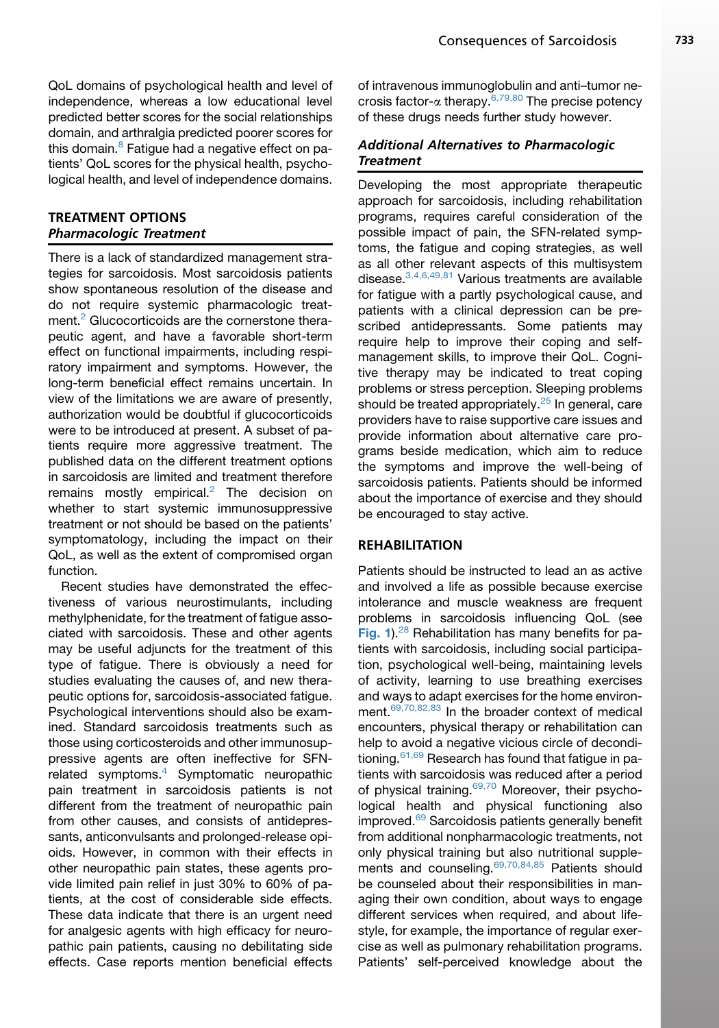QoL domains of psychological health and level of independence, whereas a low educational level predicted better scores for the social relationships domain, and arthralgia predicted poorer scores for this domain.[8] Fatigue had a negative effect on patients' QoL scores for the physical health, psychological health, and level of independence domains.

## TREATMENT OPTIONS

### *Pharmacologic Treatment*

There is a lack of standardized management strategies for sarcoidosis. Most sarcoidosis patients show spontaneous resolution of the disease and do not require systemic pharmacologic treatment.[2] Glucocorticoids are the cornerstone therapeutic agent, and have a favorable short-term effect on functional impairments, including respiratory impairment and symptoms. However, the long-term beneficial effect remains uncertain. In view of the limitations we are aware of presently, authorization would be doubtful if glucocorticoids were to be introduced at present. A subset of patients require more aggressive treatment. The published data on the different treatment options in sarcoidosis are limited and treatment therefore remains mostly empirical.[2] The decision on whether to start systemic immunosuppressive treatment or not should be based on the patients' symptomatology, including the impact on their QoL, as well as the extent of compromised organ function.

Recent studies have demonstrated the effectiveness of various neurostimulants, including methylphenidate, for the treatment of fatigue associated with sarcoidosis. These and other agents may be useful adjuncts for the treatment of this type of fatigue. There is obviously a need for studies evaluating the causes of, and new therapeutic options for, sarcoidosis-associated fatigue. Psychological interventions should also be examined. Standard sarcoidosis treatments such as those using corticosteroids and other immunosuppressive agents are often ineffective for SFN-related symptoms.[4] Symptomatic neuropathic pain treatment in sarcoidosis patients is not different from the treatment of neuropathic pain from other causes, and consists of antidepressants, anticonvulsants and prolonged-release opioids. However, in common with their effects in other neuropathic pain states, these agents provide limited pain relief in just 30% to 60% of patients, at the cost of considerable side effects. These data indicate that there is an urgent need for analgesic agents with high efficacy for neuropathic pain patients, causing no debilitating side effects. Case reports mention beneficial effects of intravenous immunoglobulin and anti–tumor necrosis factor-$\alpha$ therapy.[6,79,80] The precise potency of these drugs needs further study however.

### *Additional Alternatives to Pharmacologic Treatment*

Developing the most appropriate therapeutic approach for sarcoidosis, including rehabilitation programs, requires careful consideration of the possible impact of pain, the SFN-related symptoms, the fatigue and coping strategies, as well as all other relevant aspects of this multisystem disease.[3,4,6,49,81] Various treatments are available for fatigue with a partly psychological cause, and patients with a clinical depression can be prescribed antidepressants. Some patients may require help to improve their coping and self-management skills, to improve their QoL. Cognitive therapy may be indicated to treat coping problems or stress perception. Sleeping problems should be treated appropriately.[25] In general, care providers have to raise supportive care issues and provide information about alternative care programs beside medication, which aim to reduce the symptoms and improve the well-being of sarcoidosis patients. Patients should be informed about the importance of exercise and they should be encouraged to stay active.

## REHABILITATION

Patients should be instructed to lead an as active and involved a life as possible because exercise intolerance and muscle weakness are frequent problems in sarcoidosis influencing QoL (see **Fig. 1**).[28] Rehabilitation has many benefits for patients with sarcoidosis, including social participation, psychological well-being, maintaining levels of activity, learning to use breathing exercises and ways to adapt exercises for the home environment.[69,70,82,83] In the broader context of medical encounters, physical therapy or rehabilitation can help to avoid a negative vicious circle of deconditioning.[61,69] Research has found that fatigue in patients with sarcoidosis was reduced after a period of physical training.[69,70] Moreover, their psychological health and physical functioning also improved.[69] Sarcoidosis patients generally benefit from additional nonpharmacologic treatments, not only physical training but also nutritional supplements and counseling.[69,70,84,85] Patients should be counseled about their responsibilities in managing their own condition, about ways to engage different services when required, and about lifestyle, for example, the importance of regular exercise as well as pulmonary rehabilitation programs. Patients' self-perceived knowledge about the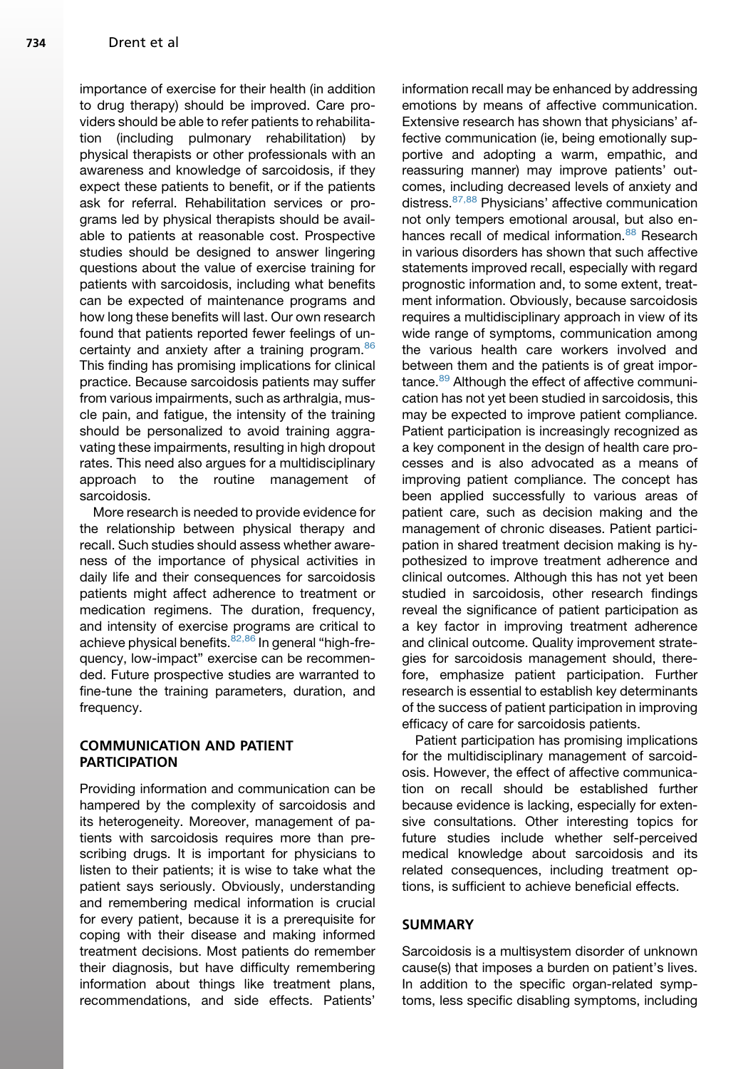importance of exercise for their health (in addition to drug therapy) should be improved. Care providers should be able to refer patients to rehabilitation (including pulmonary rehabilitation) by physical therapists or other professionals with an awareness and knowledge of sarcoidosis, if they expect these patients to benefit, or if the patients ask for referral. Rehabilitation services or programs led by physical therapists should be available to patients at reasonable cost. Prospective studies should be designed to answer lingering questions about the value of exercise training for patients with sarcoidosis, including what benefits can be expected of maintenance programs and how long these benefits will last. Our own research found that patients reported fewer feelings of uncertainty and anxiety after a training program.[86] This finding has promising implications for clinical practice. Because sarcoidosis patients may suffer from various impairments, such as arthralgia, muscle pain, and fatigue, the intensity of the training should be personalized to avoid training aggravating these impairments, resulting in high dropout rates. This need also argues for a multidisciplinary approach to the routine management of sarcoidosis.

More research is needed to provide evidence for the relationship between physical therapy and recall. Such studies should assess whether awareness of the importance of physical activities in daily life and their consequences for sarcoidosis patients might affect adherence to treatment or medication regimens. The duration, frequency, and intensity of exercise programs are critical to achieve physical benefits.[82,86] In general "high-frequency, low-impact" exercise can be recommended. Future prospective studies are warranted to fine-tune the training parameters, duration, and frequency.

## COMMUNICATION AND PATIENT PARTICIPATION

Providing information and communication can be hampered by the complexity of sarcoidosis and its heterogeneity. Moreover, management of patients with sarcoidosis requires more than prescribing drugs. It is important for physicians to listen to their patients; it is wise to take what the patient says seriously. Obviously, understanding and remembering medical information is crucial for every patient, because it is a prerequisite for coping with their disease and making informed treatment decisions. Most patients do remember their diagnosis, but have difficulty remembering information about things like treatment plans, recommendations, and side effects. Patients' information recall may be enhanced by addressing emotions by means of affective communication. Extensive research has shown that physicians' affective communication (ie, being emotionally supportive and adopting a warm, empathic, and reassuring manner) may improve patients' outcomes, including decreased levels of anxiety and distress.[87,88] Physicians' affective communication not only tempers emotional arousal, but also enhances recall of medical information.[88] Research in various disorders has shown that such affective statements improved recall, especially with regard prognostic information and, to some extent, treatment information. Obviously, because sarcoidosis requires a multidisciplinary approach in view of its wide range of symptoms, communication among the various health care workers involved and between them and the patients is of great importance.[89] Although the effect of affective communication has not yet been studied in sarcoidosis, this may be expected to improve patient compliance. Patient participation is increasingly recognized as a key component in the design of health care processes and is also advocated as a means of improving patient compliance. The concept has been applied successfully to various areas of patient care, such as decision making and the management of chronic diseases. Patient participation in shared treatment decision making is hypothesized to improve treatment adherence and clinical outcomes. Although this has not yet been studied in sarcoidosis, other research findings reveal the significance of patient participation as a key factor in improving treatment adherence and clinical outcome. Quality improvement strategies for sarcoidosis management should, therefore, emphasize patient participation. Further research is essential to establish key determinants of the success of patient participation in improving efficacy of care for sarcoidosis patients.

Patient participation has promising implications for the multidisciplinary management of sarcoidosis. However, the effect of affective communication on recall should be established further because evidence is lacking, especially for extensive consultations. Other interesting topics for future studies include whether self-perceived medical knowledge about sarcoidosis and its related consequences, including treatment options, is sufficient to achieve beneficial effects.

## SUMMARY

Sarcoidosis is a multisystem disorder of unknown cause(s) that imposes a burden on patient's lives. In addition to the specific organ-related symptoms, less specific disabling symptoms, including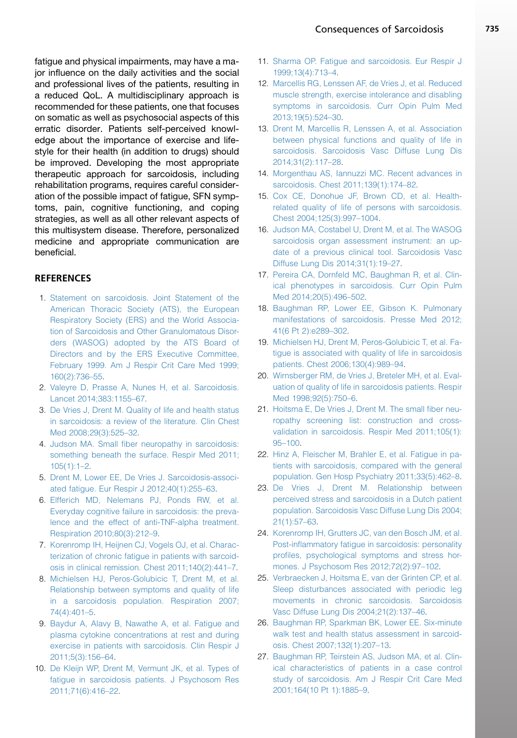fatigue and physical impairments, may have a major influence on the daily activities and the social and professional lives of the patients, resulting in a reduced QoL. A multidisciplinary approach is recommended for these patients, one that focuses on somatic as well as psychosocial aspects of this erratic disorder. Patients self-perceived knowledge about the importance of exercise and lifestyle for their health (in addition to drugs) should be improved. Developing the most appropriate therapeutic approach for sarcoidosis, including rehabilitation programs, requires careful consideration of the possible impact of fatigue, SFN symptoms, pain, cognitive functioning, and coping strategies, as well as all other relevant aspects of this multisystem disease. Therefore, personalized medicine and appropriate communication are beneficial.

## REFERENCES

1. Statement on sarcoidosis. Joint Statement of the American Thoracic Society (ATS), the European Respiratory Society (ERS) and the World Association of Sarcoidosis and Other Granulomatous Disorders (WASOG) adopted by the ATS Board of Directors and by the ERS Executive Committee, February 1999. Am J Respir Crit Care Med 1999; 160(2):736–55.
2. Valeyre D, Prasse A, Nunes H, et al. Sarcoidosis. Lancet 2014;383:1155–67.
3. De Vries J, Drent M. Quality of life and health status in sarcoidosis: a review of the literature. Clin Chest Med 2008;29(3):525–32.
4. Judson MA. Small fiber neuropathy in sarcoidosis: something beneath the surface. Respir Med 2011; 105(1):1–2.
5. Drent M, Lower EE, De Vries J. Sarcoidosis-associated fatigue. Eur Respir J 2012;40(1):255–63.
6. Elfferich MD, Nelemans PJ, Ponds RW, et al. Everyday cognitive failure in sarcoidosis: the prevalence and the effect of anti-TNF-alpha treatment. Respiration 2010;80(3):212–9.
7. Korenromp IH, Heijnen CJ, Vogels OJ, et al. Characterization of chronic fatigue in patients with sarcoidosis in clinical remission. Chest 2011;140(2):441–7.
8. Michielsen HJ, Peros-Golubicic T, Drent M, et al. Relationship between symptoms and quality of life in a sarcoidosis population. Respiration 2007; 74(4):401–5.
9. Baydur A, Alavy B, Nawathe A, et al. Fatigue and plasma cytokine concentrations at rest and during exercise in patients with sarcoidosis. Clin Respir J 2011;5(3):156–64.
10. De Kleijn WP, Drent M, Vermunt JK, et al. Types of fatigue in sarcoidosis patients. J Psychosom Res 2011;71(6):416–22.
11. Sharma OP. Fatigue and sarcoidosis. Eur Respir J 1999;13(4):713–4.
12. Marcellis RG, Lenssen AF, de Vries J, et al. Reduced muscle strength, exercise intolerance and disabling symptoms in sarcoidosis. Curr Opin Pulm Med 2013;19(5):524–30.
13. Drent M, Marcellis R, Lenssen A, et al. Association between physical functions and quality of life in sarcoidosis. Sarcoidosis Vasc Diffuse Lung Dis 2014;31(2):117–28.
14. Morgenthau AS, Iannuzzi MC. Recent advances in sarcoidosis. Chest 2011;139(1):174–82.
15. Cox CE, Donohue JF, Brown CD, et al. Health-related quality of life of persons with sarcoidosis. Chest 2004;125(3):997–1004.
16. Judson MA, Costabel U, Drent M, et al. The WASOG sarcoidosis organ assessment instrument: an update of a previous clinical tool. Sarcoidosis Vasc Diffuse Lung Dis 2014;31(1):19–27.
17. Pereira CA, Dornfeld MC, Baughman R, et al. Clinical phenotypes in sarcoidosis. Curr Opin Pulm Med 2014;20(5):496–502.
18. Baughman RP, Lower EE, Gibson K. Pulmonary manifestations of sarcoidosis. Presse Med 2012; 41(6 Pt 2):e289–302.
19. Michielsen HJ, Drent M, Peros-Golubicic T, et al. Fatigue is associated with quality of life in sarcoidosis patients. Chest 2006;130(4):989–94.
20. Wirnsberger RM, de Vries J, Breteler MH, et al. Evaluation of quality of life in sarcoidosis patients. Respir Med 1998;92(5):750–6.
21. Hoitsma E, De Vries J, Drent M. The small fiber neuropathy screening list: construction and cross-validation in sarcoidosis. Respir Med 2011;105(1): 95–100.
22. Hinz A, Fleischer M, Brahler E, et al. Fatigue in patients with sarcoidosis, compared with the general population. Gen Hosp Psychiatry 2011;33(5):462–8.
23. De Vries J, Drent M. Relationship between perceived stress and sarcoidosis in a Dutch patient population. Sarcoidosis Vasc Diffuse Lung Dis 2004; 21(1):57–63.
24. Korenromp IH, Grutters JC, van den Bosch JM, et al. Post-inflammatory fatigue in sarcoidosis: personality profiles, psychological symptoms and stress hormones. J Psychosom Res 2012;72(2):97–102.
25. Verbraecken J, Hoitsma E, van der Grinten CP, et al. Sleep disturbances associated with periodic leg movements in chronic sarcoidosis. Sarcoidosis Vasc Diffuse Lung Dis 2004;21(2):137–46.
26. Baughman RP, Sparkman BK, Lower EE. Six-minute walk test and health status assessment in sarcoidosis. Chest 2007;132(1):207–13.
27. Baughman RP, Teirstein AS, Judson MA, et al. Clinical characteristics of patients in a case control study of sarcoidosis. Am J Respir Crit Care Med 2001;164(10 Pt 1):1885–9.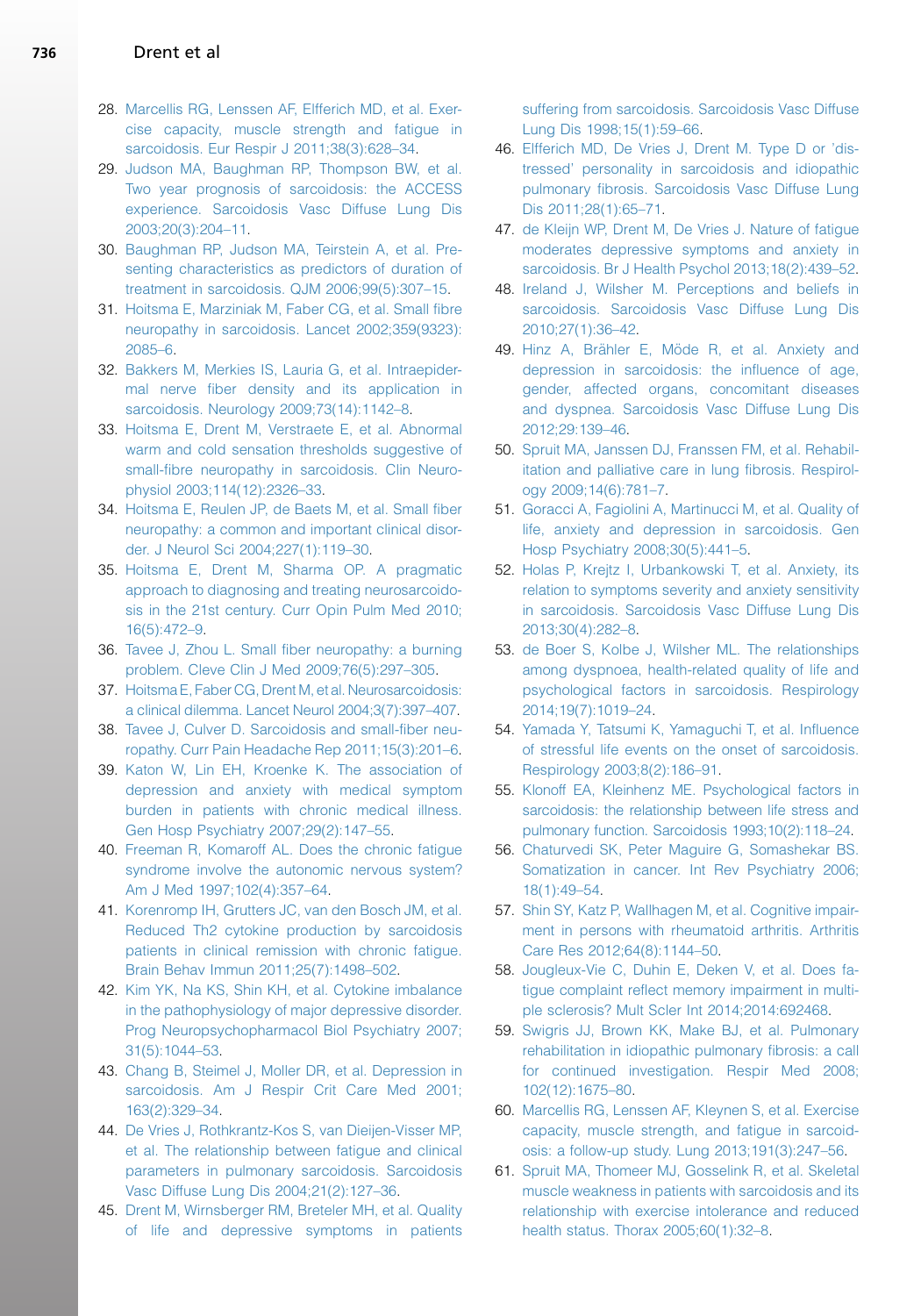28. Marcellis RG, Lenssen AF, Elfferich MD, et al. Exercise capacity, muscle strength and fatigue in sarcoidosis. Eur Respir J 2011;38(3):628–34.
29. Judson MA, Baughman RP, Thompson BW, et al. Two year prognosis of sarcoidosis: the ACCESS experience. Sarcoidosis Vasc Diffuse Lung Dis 2003;20(3):204–11.
30. Baughman RP, Judson MA, Teirstein A, et al. Presenting characteristics as predictors of duration of treatment in sarcoidosis. QJM 2006;99(5):307–15.
31. Hoitsma E, Marziniak M, Faber CG, et al. Small fibre neuropathy in sarcoidosis. Lancet 2002;359(9323):2085–6.
32. Bakkers M, Merkies IS, Lauria G, et al. Intraepidermal nerve fiber density and its application in sarcoidosis. Neurology 2009;73(14):1142–8.
33. Hoitsma E, Drent M, Verstraete E, et al. Abnormal warm and cold sensation thresholds suggestive of small-fibre neuropathy in sarcoidosis. Clin Neurophysiol 2003;114(12):2326–33.
34. Hoitsma E, Reulen JP, de Baets M, et al. Small fiber neuropathy: a common and important clinical disorder. J Neurol Sci 2004;227(1):119–30.
35. Hoitsma E, Drent M, Sharma OP. A pragmatic approach to diagnosing and treating neurosarcoidosis in the 21st century. Curr Opin Pulm Med 2010;16(5):472–9.
36. Tavee J, Zhou L. Small fiber neuropathy: a burning problem. Cleve Clin J Med 2009;76(5):297–305.
37. Hoitsma E, Faber CG, Drent M, et al. Neurosarcoidosis: a clinical dilemma. Lancet Neurol 2004;3(7):397–407.
38. Tavee J, Culver D. Sarcoidosis and small-fiber neuropathy. Curr Pain Headache Rep 2011;15(3):201–6.
39. Katon W, Lin EH, Kroenke K. The association of depression and anxiety with medical symptom burden in patients with chronic medical illness. Gen Hosp Psychiatry 2007;29(2):147–55.
40. Freeman R, Komaroff AL. Does the chronic fatigue syndrome involve the autonomic nervous system? Am J Med 1997;102(4):357–64.
41. Korenromp IH, Grutters JC, van den Bosch JM, et al. Reduced Th2 cytokine production by sarcoidosis patients in clinical remission with chronic fatigue. Brain Behav Immun 2011;25(7):1498–502.
42. Kim YK, Na KS, Shin KH, et al. Cytokine imbalance in the pathophysiology of major depressive disorder. Prog Neuropsychopharmacol Biol Psychiatry 2007;31(5):1044–53.
43. Chang B, Steimel J, Moller DR, et al. Depression in sarcoidosis. Am J Respir Crit Care Med 2001;163(2):329–34.
44. De Vries J, Rothkrantz-Kos S, van Dieijen-Visser MP, et al. The relationship between fatigue and clinical parameters in pulmonary sarcoidosis. Sarcoidosis Vasc Diffuse Lung Dis 2004;21(2):127–36.
45. Drent M, Wirnsberger RM, Breteler MH, et al. Quality of life and depressive symptoms in patients suffering from sarcoidosis. Sarcoidosis Vasc Diffuse Lung Dis 1998;15(1):59–66.
46. Elfferich MD, De Vries J, Drent M. Type D or 'distressed' personality in sarcoidosis and idiopathic pulmonary fibrosis. Sarcoidosis Vasc Diffuse Lung Dis 2011;28(1):65–71.
47. de Kleijn WP, Drent M, De Vries J. Nature of fatigue moderates depressive symptoms and anxiety in sarcoidosis. Br J Health Psychol 2013;18(2):439–52.
48. Ireland J, Wilsher M. Perceptions and beliefs in sarcoidosis. Sarcoidosis Vasc Diffuse Lung Dis 2010;27(1):36–42.
49. Hinz A, Brähler E, Möde R, et al. Anxiety and depression in sarcoidosis: the influence of age, gender, affected organs, concomitant diseases and dyspnea. Sarcoidosis Vasc Diffuse Lung Dis 2012;29:139–46.
50. Spruit MA, Janssen DJ, Franssen FM, et al. Rehabilitation and palliative care in lung fibrosis. Respirology 2009;14(6):781–7.
51. Goracci A, Fagiolini A, Martinucci M, et al. Quality of life, anxiety and depression in sarcoidosis. Gen Hosp Psychiatry 2008;30(5):441–5.
52. Holas P, Krejtz I, Urbankowski T, et al. Anxiety, its relation to symptoms severity and anxiety sensitivity in sarcoidosis. Sarcoidosis Vasc Diffuse Lung Dis 2013;30(4):282–8.
53. de Boer S, Kolbe J, Wilsher ML. The relationships among dyspnoea, health-related quality of life and psychological factors in sarcoidosis. Respirology 2014;19(7):1019–24.
54. Yamada Y, Tatsumi K, Yamaguchi T, et al. Influence of stressful life events on the onset of sarcoidosis. Respirology 2003;8(2):186–91.
55. Klonoff EA, Kleinhenz ME. Psychological factors in sarcoidosis: the relationship between life stress and pulmonary function. Sarcoidosis 1993;10(2):118–24.
56. Chaturvedi SK, Peter Maguire G, Somashekar BS. Somatization in cancer. Int Rev Psychiatry 2006;18(1):49–54.
57. Shin SY, Katz P, Wallhagen M, et al. Cognitive impairment in persons with rheumatoid arthritis. Arthritis Care Res 2012;64(8):1144–50.
58. Jougleux-Vie C, Duhin E, Deken V, et al. Does fatigue complaint reflect memory impairment in multiple sclerosis? Mult Scler Int 2014;2014:692468.
59. Swigris JJ, Brown KK, Make BJ, et al. Pulmonary rehabilitation in idiopathic pulmonary fibrosis: a call for continued investigation. Respir Med 2008;102(12):1675–80.
60. Marcellis RG, Lenssen AF, Kleynen S, et al. Exercise capacity, muscle strength, and fatigue in sarcoidosis: a follow-up study. Lung 2013;191(3):247–56.
61. Spruit MA, Thomeer MJ, Gosselink R, et al. Skeletal muscle weakness in patients with sarcoidosis and its relationship with exercise intolerance and reduced health status. Thorax 2005;60(1):32–8.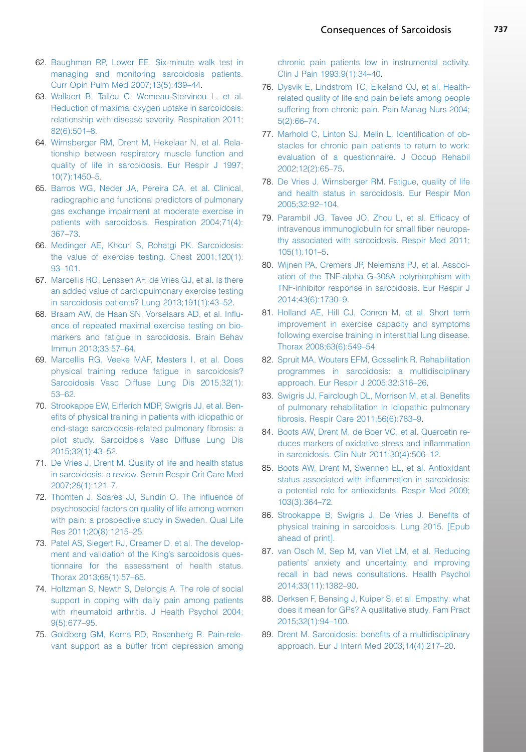62. Baughman RP, Lower EE. Six-minute walk test in managing and monitoring sarcoidosis patients. Curr Opin Pulm Med 2007;13(5):439–44.
63. Wallaert B, Talleu C, Wemeau-Stervinou L, et al. Reduction of maximal oxygen uptake in sarcoidosis: relationship with disease severity. Respiration 2011; 82(6):501–8.
64. Wirnsberger RM, Drent M, Hekelaar N, et al. Relationship between respiratory muscle function and quality of life in sarcoidosis. Eur Respir J 1997; 10(7):1450–5.
65. Barros WG, Neder JA, Pereira CA, et al. Clinical, radiographic and functional predictors of pulmonary gas exchange impairment at moderate exercise in patients with sarcoidosis. Respiration 2004;71(4): 367–73.
66. Medinger AE, Khouri S, Rohatgi PK. Sarcoidosis: the value of exercise testing. Chest 2001;120(1): 93–101.
67. Marcellis RG, Lenssen AF, de Vries GJ, et al. Is there an added value of cardiopulmonary exercise testing in sarcoidosis patients? Lung 2013;191(1):43–52.
68. Braam AW, de Haan SN, Vorselaars AD, et al. Influence of repeated maximal exercise testing on biomarkers and fatigue in sarcoidosis. Brain Behav Immun 2013;33:57–64.
69. Marcellis RG, Veeke MAF, Mesters I, et al. Does physical training reduce fatigue in sarcoidosis? Sarcoidosis Vasc Diffuse Lung Dis 2015;32(1): 53–62.
70. Strookappe EW, Elfferich MDP, Swigris JJ, et al. Benefits of physical training in patients with idiopathic or end-stage sarcoidosis-related pulmonary fibrosis: a pilot study. Sarcoidosis Vasc Diffuse Lung Dis 2015;32(1):43–52.
71. De Vries J, Drent M. Quality of life and health status in sarcoidosis: a review. Semin Respir Crit Care Med 2007;28(1):121–7.
72. Thomten J, Soares JJ, Sundin O. The influence of psychosocial factors on quality of life among women with pain: a prospective study in Sweden. Qual Life Res 2011;20(8):1215–25.
73. Patel AS, Siegert RJ, Creamer D, et al. The development and validation of the King's sarcoidosis questionnaire for the assessment of health status. Thorax 2013;68(1):57–65.
74. Holtzman S, Newth S, Delongis A. The role of social support in coping with daily pain among patients with rheumatoid arthritis. J Health Psychol 2004; 9(5):677–95.
75. Goldberg GM, Kerns RD, Rosenberg R. Pain-relevant support as a buffer from depression among chronic pain patients low in instrumental activity. Clin J Pain 1993;9(1):34–40.
76. Dysvik E, Lindstrom TC, Eikeland OJ, et al. Health-related quality of life and pain beliefs among people suffering from chronic pain. Pain Manag Nurs 2004; 5(2):66–74.
77. Marhold C, Linton SJ, Melin L. Identification of obstacles for chronic pain patients to return to work: evaluation of a questionnaire. J Occup Rehabil 2002;12(2):65–75.
78. De Vries J, Wirnsberger RM. Fatigue, quality of life and health status in sarcoidosis. Eur Respir Mon 2005;32:92–104.
79. Parambil JG, Tavee JO, Zhou L, et al. Efficacy of intravenous immunoglobulin for small fiber neuropathy associated with sarcoidosis. Respir Med 2011; 105(1):101–5.
80. Wijnen PA, Cremers JP, Nelemans PJ, et al. Association of the TNF-alpha G-308A polymorphism with TNF-inhibitor response in sarcoidosis. Eur Respir J 2014;43(6):1730–9.
81. Holland AE, Hill CJ, Conron M, et al. Short term improvement in exercise capacity and symptoms following exercise training in interstitial lung disease. Thorax 2008;63(6):549–54.
82. Spruit MA, Wouters EFM, Gosselink R. Rehabilitation programmes in sarcoidosis: a multidisciplinary approach. Eur Respir J 2005;32:316–26.
83. Swigris JJ, Fairclough DL, Morrison M, et al. Benefits of pulmonary rehabilitation in idiopathic pulmonary fibrosis. Respir Care 2011;56(6):783–9.
84. Boots AW, Drent M, de Boer VC, et al. Quercetin reduces markers of oxidative stress and inflammation in sarcoidosis. Clin Nutr 2011;30(4):506–12.
85. Boots AW, Drent M, Swennen EL, et al. Antioxidant status associated with inflammation in sarcoidosis: a potential role for antioxidants. Respir Med 2009; 103(3):364–72.
86. Strookappe B, Swigris J, De Vries J. Benefits of physical training in sarcoidosis. Lung 2015. [Epub ahead of print].
87. van Osch M, Sep M, van Vliet LM, et al. Reducing patients' anxiety and uncertainty, and improving recall in bad news consultations. Health Psychol 2014;33(11):1382–90.
88. Derksen F, Bensing J, Kuiper S, et al. Empathy: what does it mean for GPs? A qualitative study. Fam Pract 2015;32(1):94–100.
89. Drent M. Sarcoidosis: benefits of a multidisciplinary approach. Eur J Intern Med 2003;14(4):217–20.